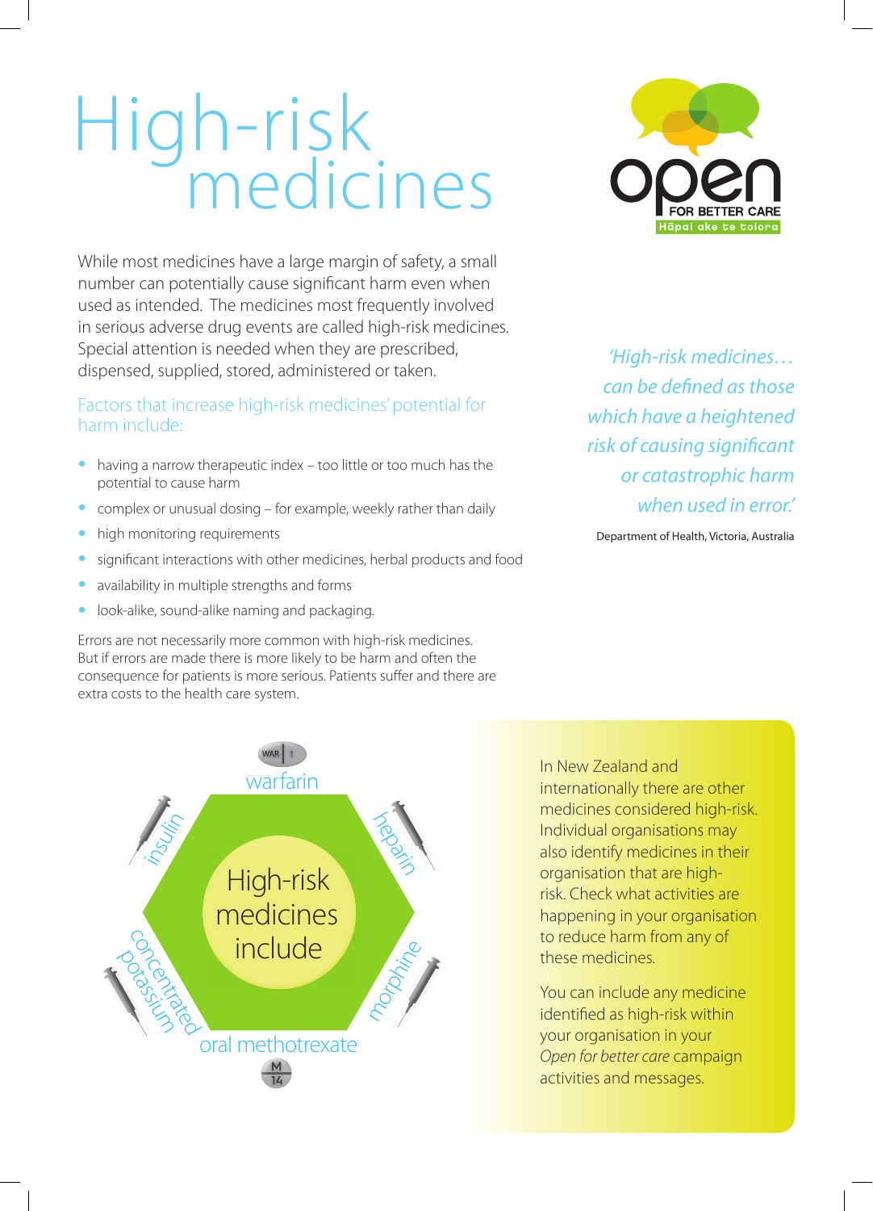# High-risk medicines

open
FOR BETTER CARE
Hāpai ake te toiora

While most medicines have a large margin of safety, a small number can potentially cause significant harm even when used as intended. The medicines most frequently involved in serious adverse drug events are called high-risk medicines. Special attention is needed when they are prescribed, dispensed, supplied, stored, administered or taken.

*'High-risk medicines… can be defined as those which have a heightened risk of causing significant or catastrophic harm when used in error.'*

Department of Health, Victoria, Australia

## Factors that increase high-risk medicines' potential for harm include:

- having a narrow therapeutic index – too little or too much has the potential to cause harm
- complex or unusual dosing – for example, weekly rather than daily
- high monitoring requirements
- significant interactions with other medicines, herbal products and food
- availability in multiple strengths and forms
- look-alike, sound-alike naming and packaging.

Errors are not necessarily more common with high-risk medicines. But if errors are made there is more likely to be harm and often the consequence for patients is more serious. Patients suffer and there are extra costs to the health care system.

**High-risk medicines include**

- warfarin
- heparin
- morphine
- oral methotrexate
- concentrated potassium
- insulin

In New Zealand and internationally there are other medicines considered high-risk. Individual organisations may also identify medicines in their organisation that are high-risk. Check what activities are happening in your organisation to reduce harm from any of these medicines.

You can include any medicine identified as high-risk within your organisation in your *Open for better care* campaign activities and messages.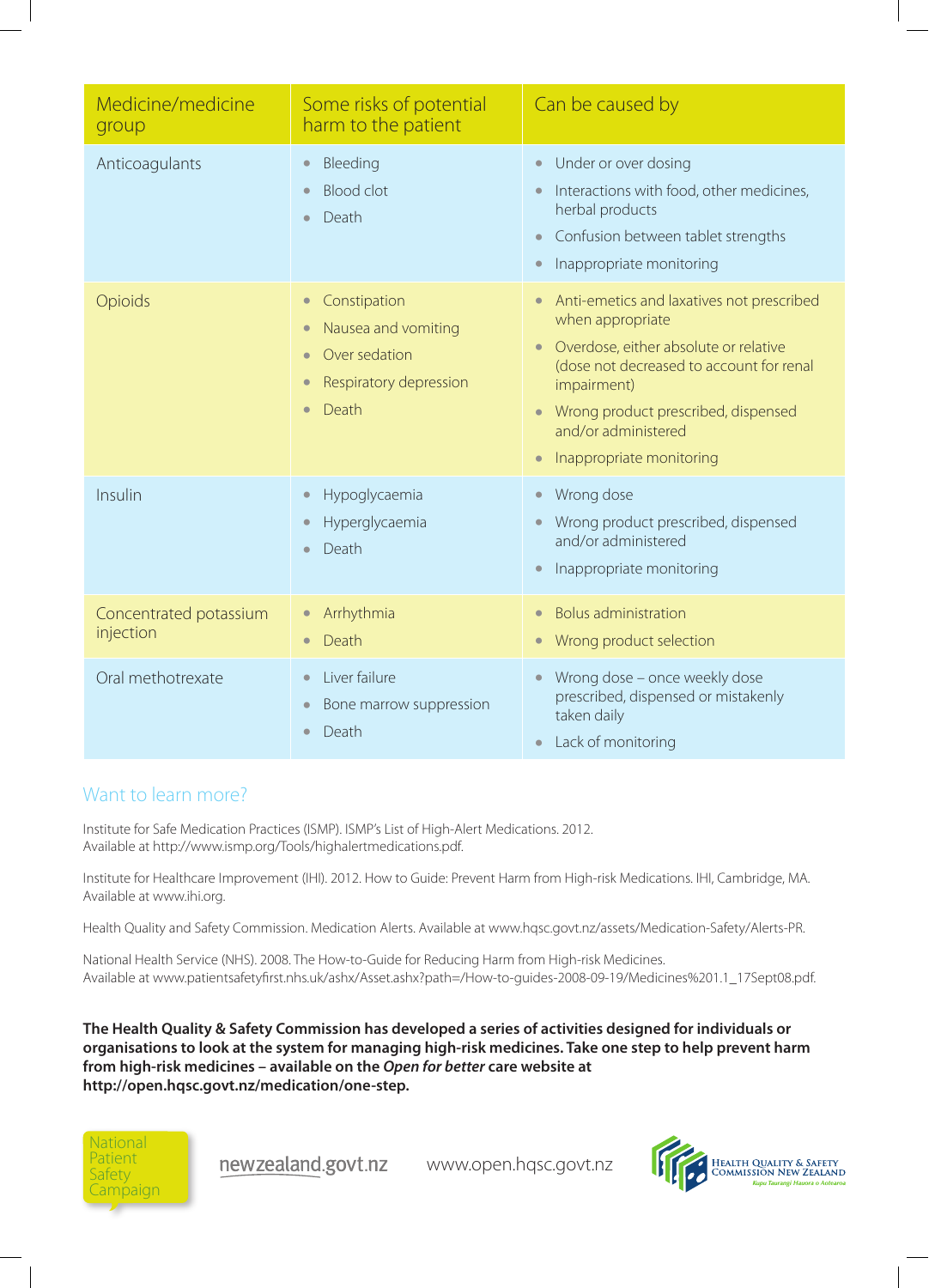| Medicine/medicine group | Some risks of potential harm to the patient | Can be caused by |
|---|---|---|
| Anticoagulants | • Bleeding<br>• Blood clot<br>• Death | • Under or over dosing<br>• Interactions with food, other medicines, herbal products<br>• Confusion between tablet strengths<br>• Inappropriate monitoring |
| Opioids | • Constipation<br>• Nausea and vomiting<br>• Over sedation<br>• Respiratory depression<br>• Death | • Anti-emetics and laxatives not prescribed when appropriate<br>• Overdose, either absolute or relative (dose not decreased to account for renal impairment)<br>• Wrong product prescribed, dispensed and/or administered<br>• Inappropriate monitoring |
| Insulin | • Hypoglycaemia<br>• Hyperglycaemia<br>• Death | • Wrong dose<br>• Wrong product prescribed, dispensed and/or administered<br>• Inappropriate monitoring |
| Concentrated potassium injection | • Arrhythmia<br>• Death | • Bolus administration<br>• Wrong product selection |
| Oral methotrexate | • Liver failure<br>• Bone marrow suppression<br>• Death | • Wrong dose – once weekly dose prescribed, dispensed or mistakenly taken daily<br>• Lack of monitoring |

## Want to learn more?

Institute for Safe Medication Practices (ISMP). ISMP's List of High-Alert Medications. 2012. Available at http://www.ismp.org/Tools/highalertmedications.pdf.

Institute for Healthcare Improvement (IHI). 2012. How to Guide: Prevent Harm from High-risk Medications. IHI, Cambridge, MA. Available at www.ihi.org.

Health Quality and Safety Commission. Medication Alerts. Available at www.hqsc.govt.nz/assets/Medication-Safety/Alerts-PR.

National Health Service (NHS). 2008. The How-to-Guide for Reducing Harm from High-risk Medicines. Available at www.patientsafetyfirst.nhs.uk/ashx/Asset.ashx?path=/How-to-guides-2008-09-19/Medicines%201.1_17Sept08.pdf.

**The Health Quality & Safety Commission has developed a series of activities designed for individuals or organisations to look at the system for managing high-risk medicines. Take one step to help prevent harm from high-risk medicines – available on the *Open for better* care website at http://open.hqsc.govt.nz/medication/one-step.**

National Patient Safety Campaign

newzealand.govt.nz

www.open.hqsc.govt.nz

Health Quality & Safety Commission New Zealand
Kupu Taurangi Hauora o Aotearoa